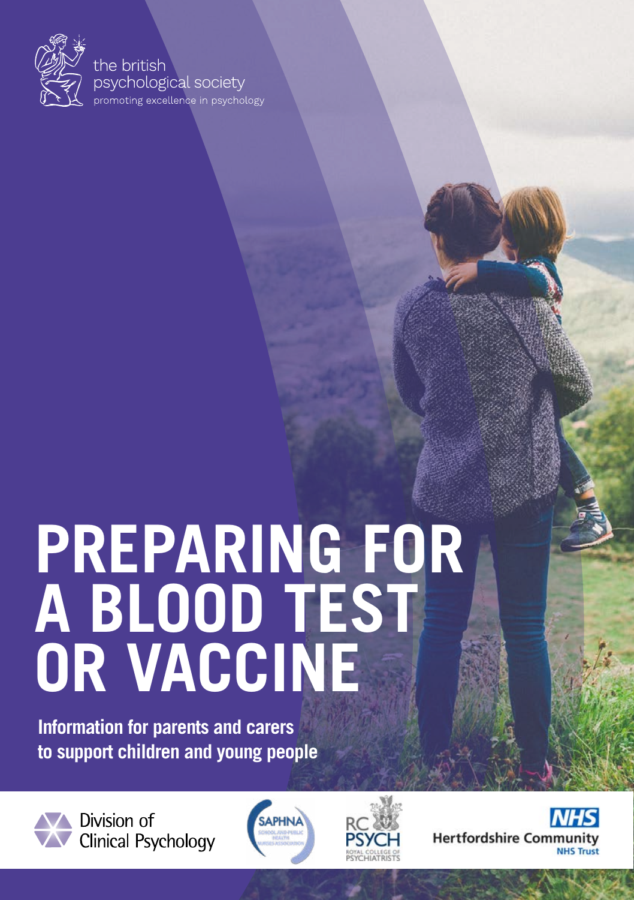the british psychological society

promoting excellence in psychology

# PREPARING FOR A BLOOD TEST OR VACCINE

**Information for parents and carers to support children and young people**

Division of Clinical Psychology

SAPHNA School and Public Health Nurses Association

RC PSYCH Royal College of Psychiatrists

NHS Hertfordshire Community NHS Trust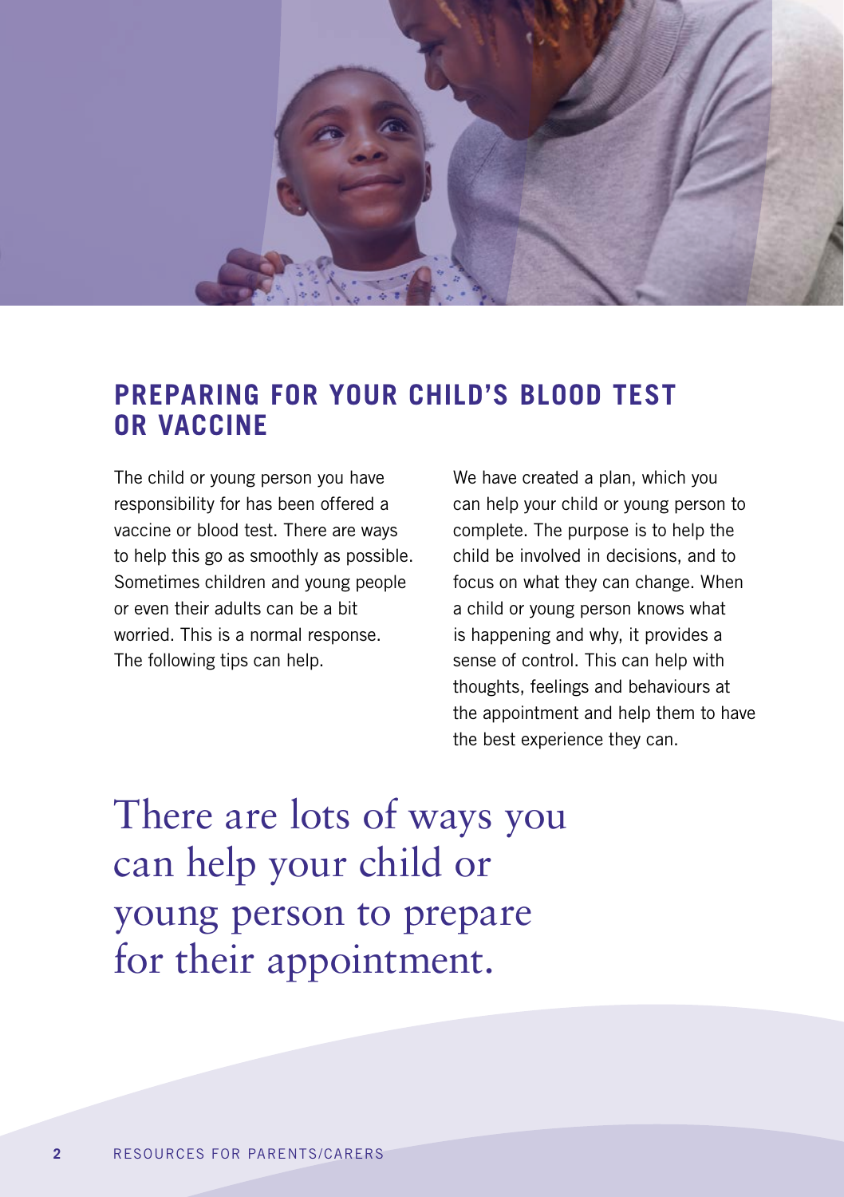## PREPARING FOR YOUR CHILD'S BLOOD TEST OR VACCINE

The child or young person you have responsibility for has been offered a vaccine or blood test. There are ways to help this go as smoothly as possible. Sometimes children and young people or even their adults can be a bit worried. This is a normal response. The following tips can help.

We have created a plan, which you can help your child or young person to complete. The purpose is to help the child be involved in decisions, and to focus on what they can change. When a child or young person knows what is happening and why, it provides a sense of control. This can help with thoughts, feelings and behaviours at the appointment and help them to have the best experience they can.

There are lots of ways you can help your child or young person to prepare for their appointment.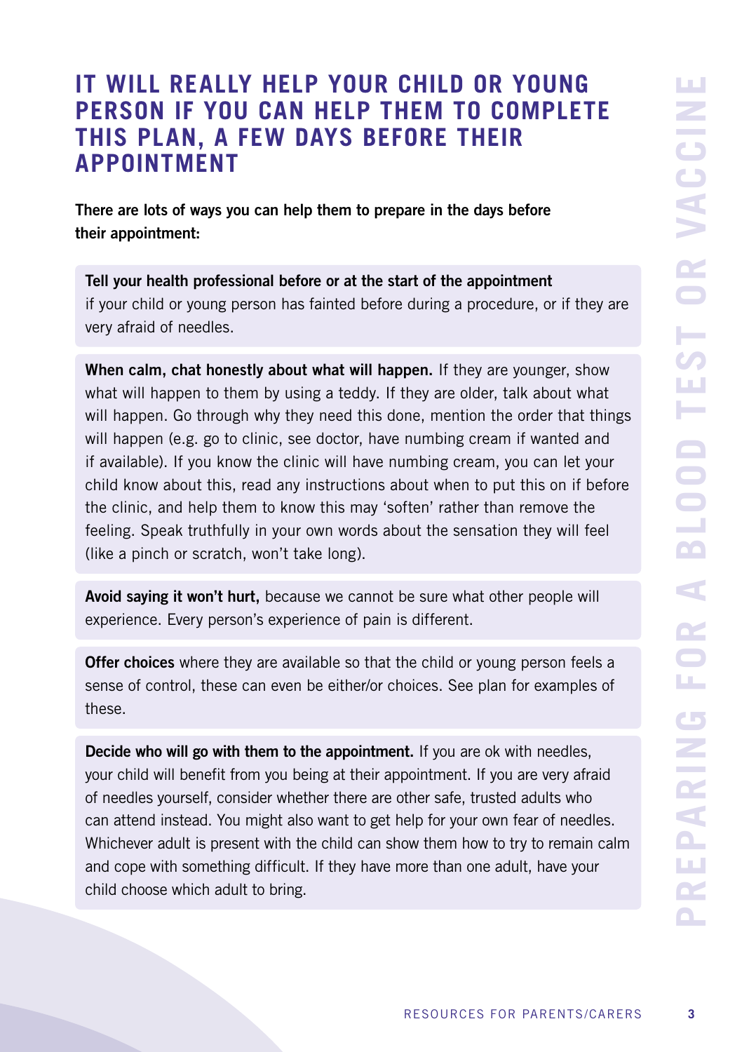## IT WILL REALLY HELP YOUR CHILD OR YOUNG PERSON IF YOU CAN HELP THEM TO COMPLETE THIS PLAN, A FEW DAYS BEFORE THEIR APPOINTMENT

**There are lots of ways you can help them to prepare in the days before their appointment:**

**Tell your health professional before or at the start of the appointment** if your child or young person has fainted before during a procedure, or if they are very afraid of needles.

**When calm, chat honestly about what will happen.** If they are younger, show what will happen to them by using a teddy. If they are older, talk about what will happen. Go through why they need this done, mention the order that things will happen (e.g. go to clinic, see doctor, have numbing cream if wanted and if available). If you know the clinic will have numbing cream, you can let your child know about this, read any instructions about when to put this on if before the clinic, and help them to know this may 'soften' rather than remove the feeling. Speak truthfully in your own words about the sensation they will feel (like a pinch or scratch, won't take long).

**Avoid saying it won't hurt,** because we cannot be sure what other people will experience. Every person's experience of pain is different.

**Offer choices** where they are available so that the child or young person feels a sense of control, these can even be either/or choices. See plan for examples of these.

**Decide who will go with them to the appointment.** If you are ok with needles, your child will benefit from you being at their appointment. If you are very afraid of needles yourself, consider whether there are other safe, trusted adults who can attend instead. You might also want to get help for your own fear of needles. Whichever adult is present with the child can show them how to try to remain calm and cope with something difficult. If they have more than one adult, have your child choose which adult to bring.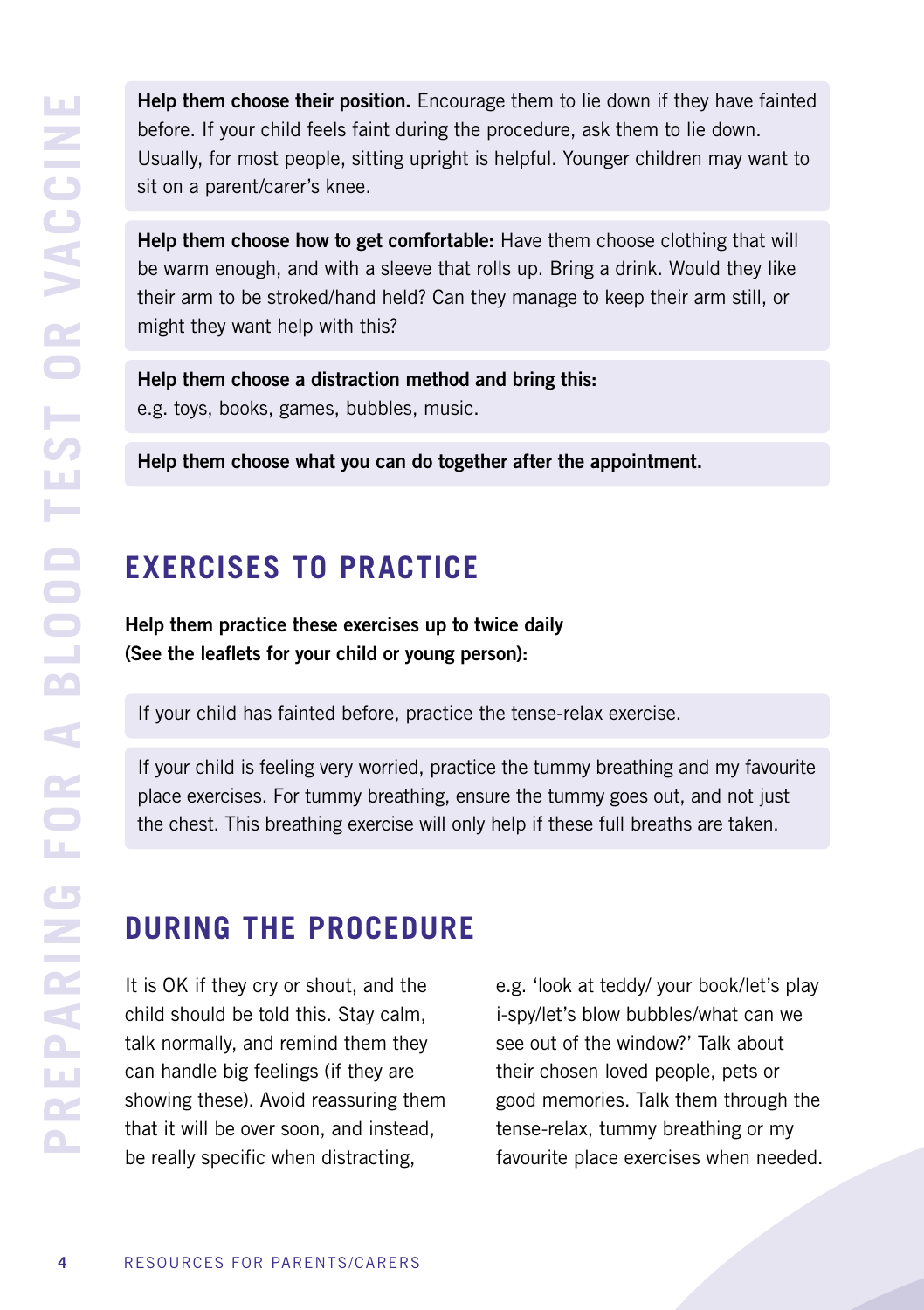**Help them choose their position.** Encourage them to lie down if they have fainted before. If your child feels faint during the procedure, ask them to lie down. Usually, for most people, sitting upright is helpful. Younger children may want to sit on a parent/carer's knee.

**Help them choose how to get comfortable:** Have them choose clothing that will be warm enough, and with a sleeve that rolls up. Bring a drink. Would they like their arm to be stroked/hand held? Can they manage to keep their arm still, or might they want help with this?

**Help them choose a distraction method and bring this:** e.g. toys, books, games, bubbles, music.

**Help them choose what you can do together after the appointment.**

## EXERCISES TO PRACTICE

**Help them practice these exercises up to twice daily (See the leaflets for your child or young person):**

If your child has fainted before, practice the tense-relax exercise.

If your child is feeling very worried, practice the tummy breathing and my favourite place exercises. For tummy breathing, ensure the tummy goes out, and not just the chest. This breathing exercise will only help if these full breaths are taken.

## DURING THE PROCEDURE

It is OK if they cry or shout, and the child should be told this. Stay calm, talk normally, and remind them they can handle big feelings (if they are showing these). Avoid reassuring them that it will be over soon, and instead, be really specific when distracting, e.g. 'look at teddy/ your book/let's play i-spy/let's blow bubbles/what can we see out of the window?' Talk about their chosen loved people, pets or good memories. Talk them through the tense-relax, tummy breathing or my favourite place exercises when needed.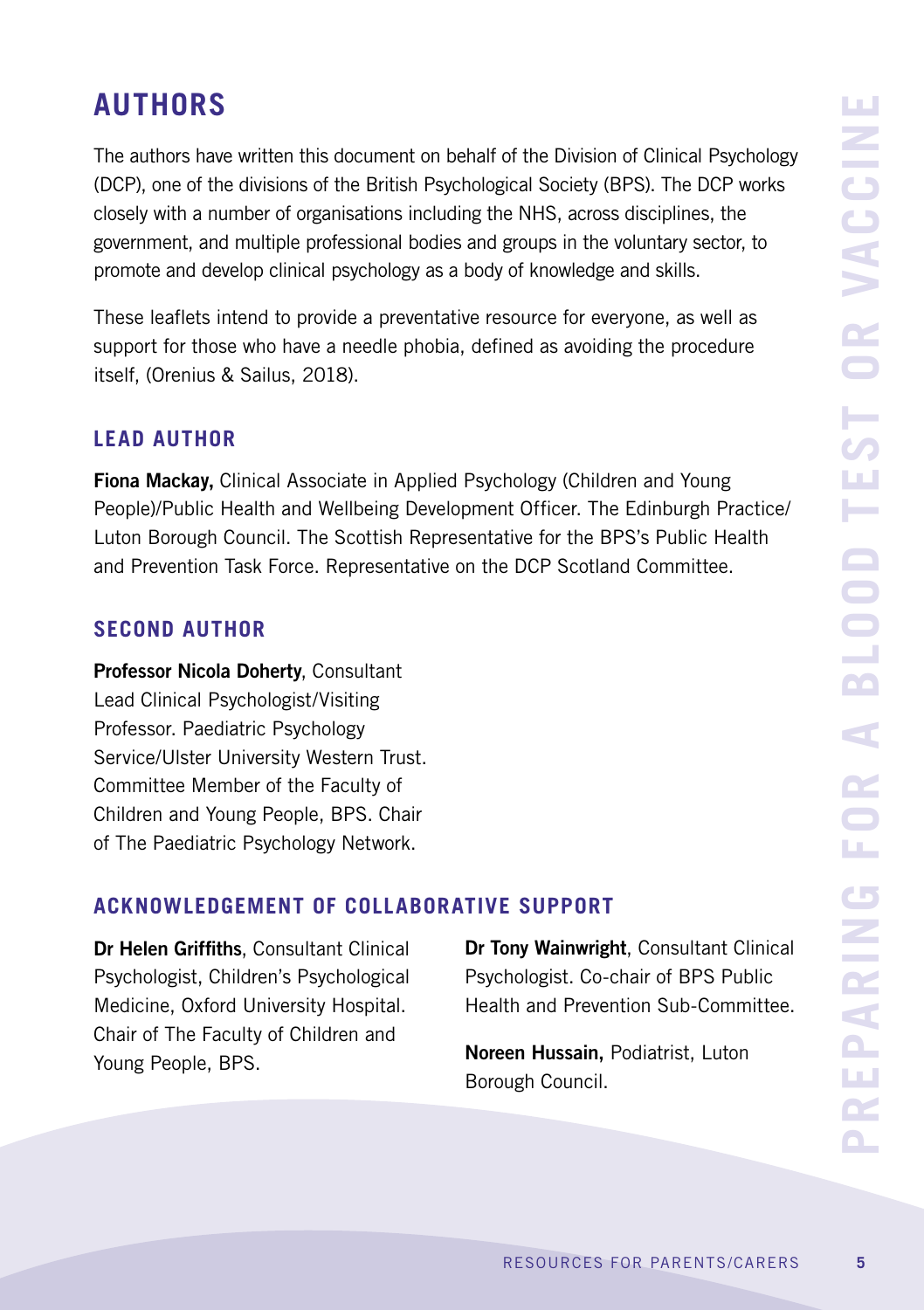# AUTHORS

The authors have written this document on behalf of the Division of Clinical Psychology (DCP), one of the divisions of the British Psychological Society (BPS). The DCP works closely with a number of organisations including the NHS, across disciplines, the government, and multiple professional bodies and groups in the voluntary sector, to promote and develop clinical psychology as a body of knowledge and skills.

These leaflets intend to provide a preventative resource for everyone, as well as support for those who have a needle phobia, defined as avoiding the procedure itself, (Orenius & Sailus, 2018).

## LEAD AUTHOR

**Fiona Mackay,** Clinical Associate in Applied Psychology (Children and Young People)/Public Health and Wellbeing Development Officer. The Edinburgh Practice/ Luton Borough Council. The Scottish Representative for the BPS's Public Health and Prevention Task Force. Representative on the DCP Scotland Committee.

## SECOND AUTHOR

**Professor Nicola Doherty**, Consultant Lead Clinical Psychologist/Visiting Professor. Paediatric Psychology Service/Ulster University Western Trust. Committee Member of the Faculty of Children and Young People, BPS. Chair of The Paediatric Psychology Network.

## ACKNOWLEDGEMENT OF COLLABORATIVE SUPPORT

**Dr Helen Griffiths**, Consultant Clinical Psychologist, Children's Psychological Medicine, Oxford University Hospital. Chair of The Faculty of Children and Young People, BPS.

**Dr Tony Wainwright**, Consultant Clinical Psychologist. Co-chair of BPS Public Health and Prevention Sub-Committee.

**Noreen Hussain,** Podiatrist, Luton Borough Council.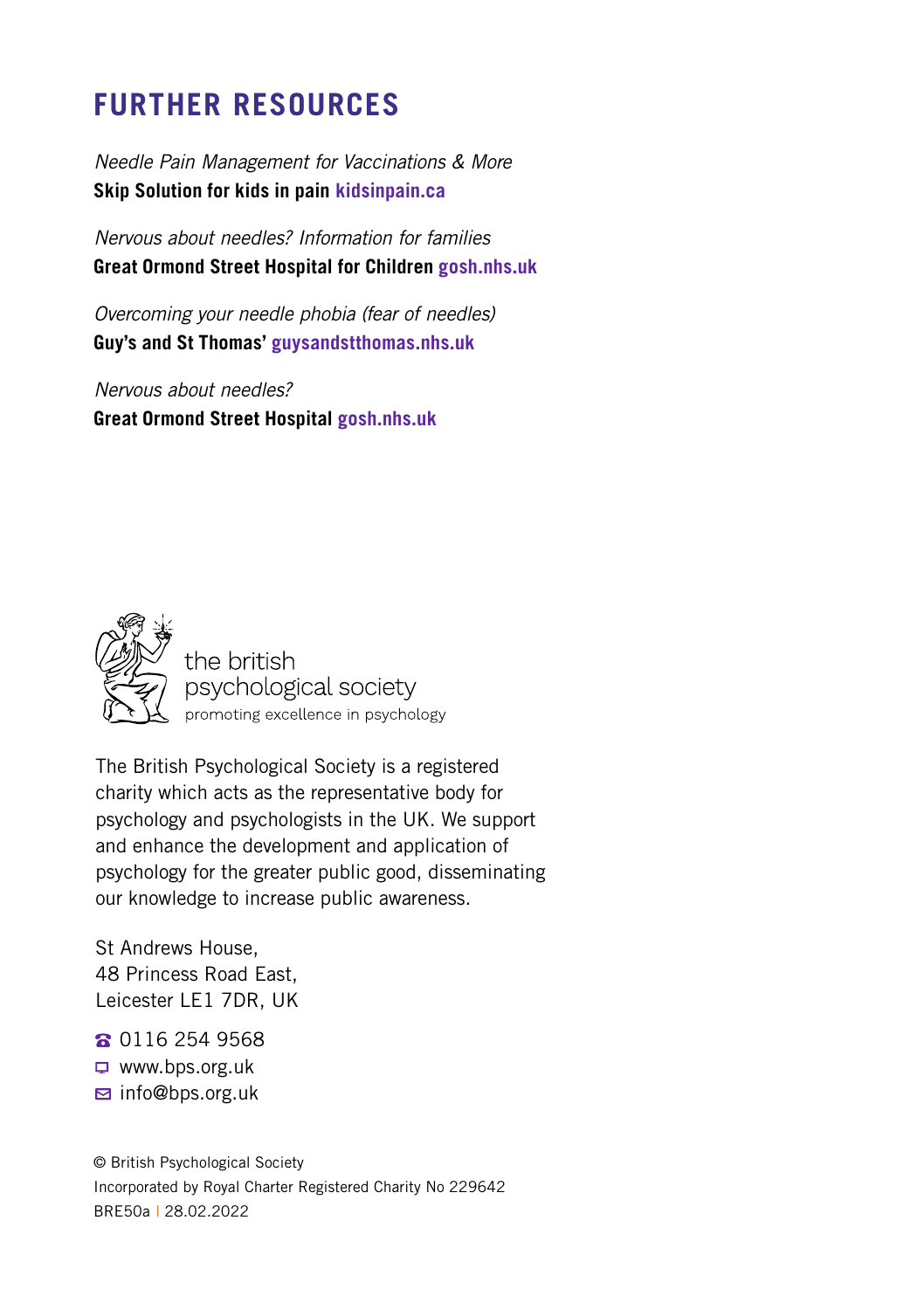## FURTHER RESOURCES

*Needle Pain Management for Vaccinations & More*
**Skip Solution for kids in pain kidsinpain.ca**

*Nervous about needles? Information for families*
**Great Ormond Street Hospital for Children gosh.nhs.uk**

*Overcoming your needle phobia (fear of needles)*
**Guy's and St Thomas' guysandstthomas.nhs.uk**

*Nervous about needles?*
**Great Ormond Street Hospital gosh.nhs.uk**

the british
psychological society
promoting excellence in psychology

The British Psychological Society is a registered charity which acts as the representative body for psychology and psychologists in the UK. We support and enhance the development and application of psychology for the greater public good, disseminating our knowledge to increase public awareness.

St Andrews House,
48 Princess Road East,
Leicester LE1 7DR, UK

0116 254 9568
www.bps.org.uk
info@bps.org.uk

© British Psychological Society
Incorporated by Royal Charter Registered Charity No 229642
BRE50a | 28.02.2022